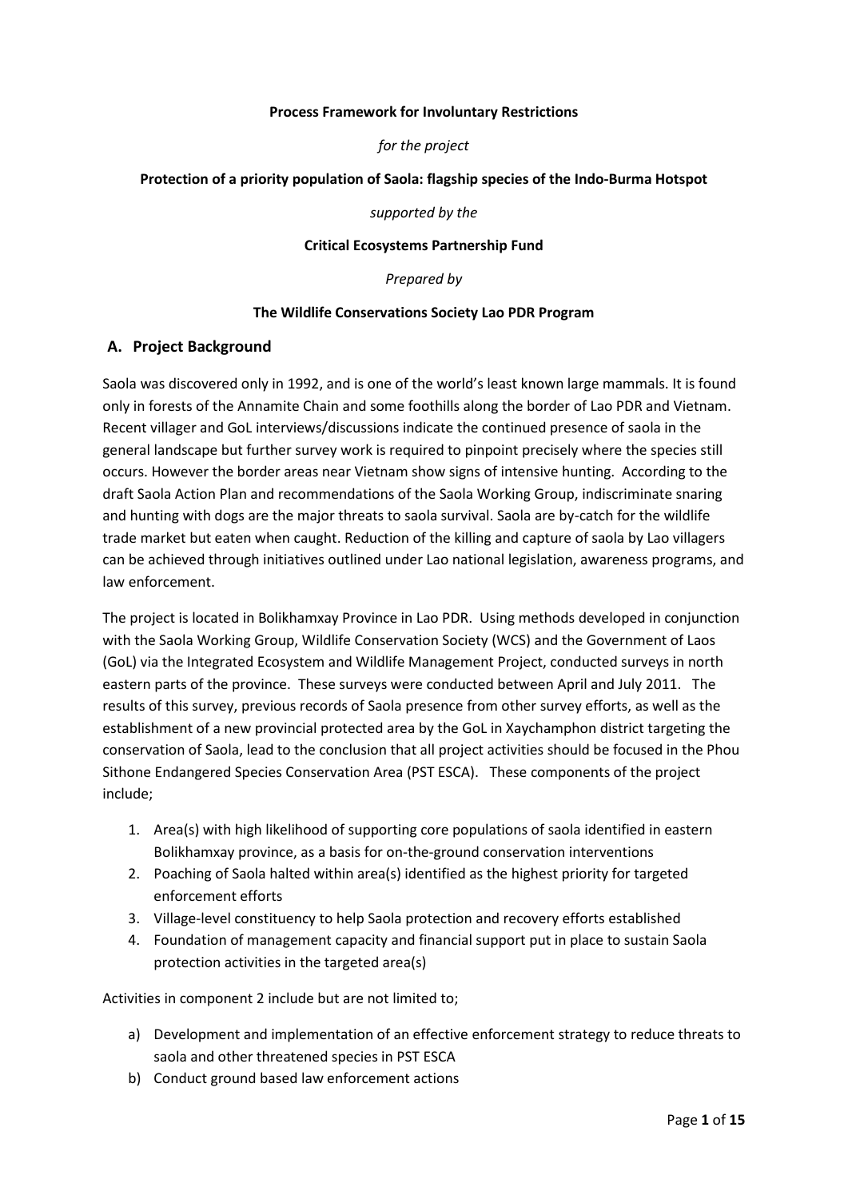**Process Framework for Involuntary Restrictions**

*for the project*

**Protection of a priority population of Saola: flagship species of the Indo-Burma Hotspot**

*supported by the*

**Critical Ecosystems Partnership Fund**

*Prepared by*

**The Wildlife Conservations Society Lao PDR Program**

## A. Project Background

Saola was discovered only in 1992, and is one of the world's least known large mammals. It is found only in forests of the Annamite Chain and some foothills along the border of Lao PDR and Vietnam. Recent villager and GoL interviews/discussions indicate the continued presence of saola in the general landscape but further survey work is required to pinpoint precisely where the species still occurs. However the border areas near Vietnam show signs of intensive hunting. According to the draft Saola Action Plan and recommendations of the Saola Working Group, indiscriminate snaring and hunting with dogs are the major threats to saola survival. Saola are by-catch for the wildlife trade market but eaten when caught. Reduction of the killing and capture of saola by Lao villagers can be achieved through initiatives outlined under Lao national legislation, awareness programs, and law enforcement.

The project is located in Bolikhamxay Province in Lao PDR. Using methods developed in conjunction with the Saola Working Group, Wildlife Conservation Society (WCS) and the Government of Laos (GoL) via the Integrated Ecosystem and Wildlife Management Project, conducted surveys in north eastern parts of the province. These surveys were conducted between April and July 2011. The results of this survey, previous records of Saola presence from other survey efforts, as well as the establishment of a new provincial protected area by the GoL in Xaychamphon district targeting the conservation of Saola, lead to the conclusion that all project activities should be focused in the Phou Sithone Endangered Species Conservation Area (PST ESCA). These components of the project include;

1. Area(s) with high likelihood of supporting core populations of saola identified in eastern Bolikhamxay province, as a basis for on-the-ground conservation interventions
2. Poaching of Saola halted within area(s) identified as the highest priority for targeted enforcement efforts
3. Village-level constituency to help Saola protection and recovery efforts established
4. Foundation of management capacity and financial support put in place to sustain Saola protection activities in the targeted area(s)

Activities in component 2 include but are not limited to;

a) Development and implementation of an effective enforcement strategy to reduce threats to saola and other threatened species in PST ESCA
b) Conduct ground based law enforcement actions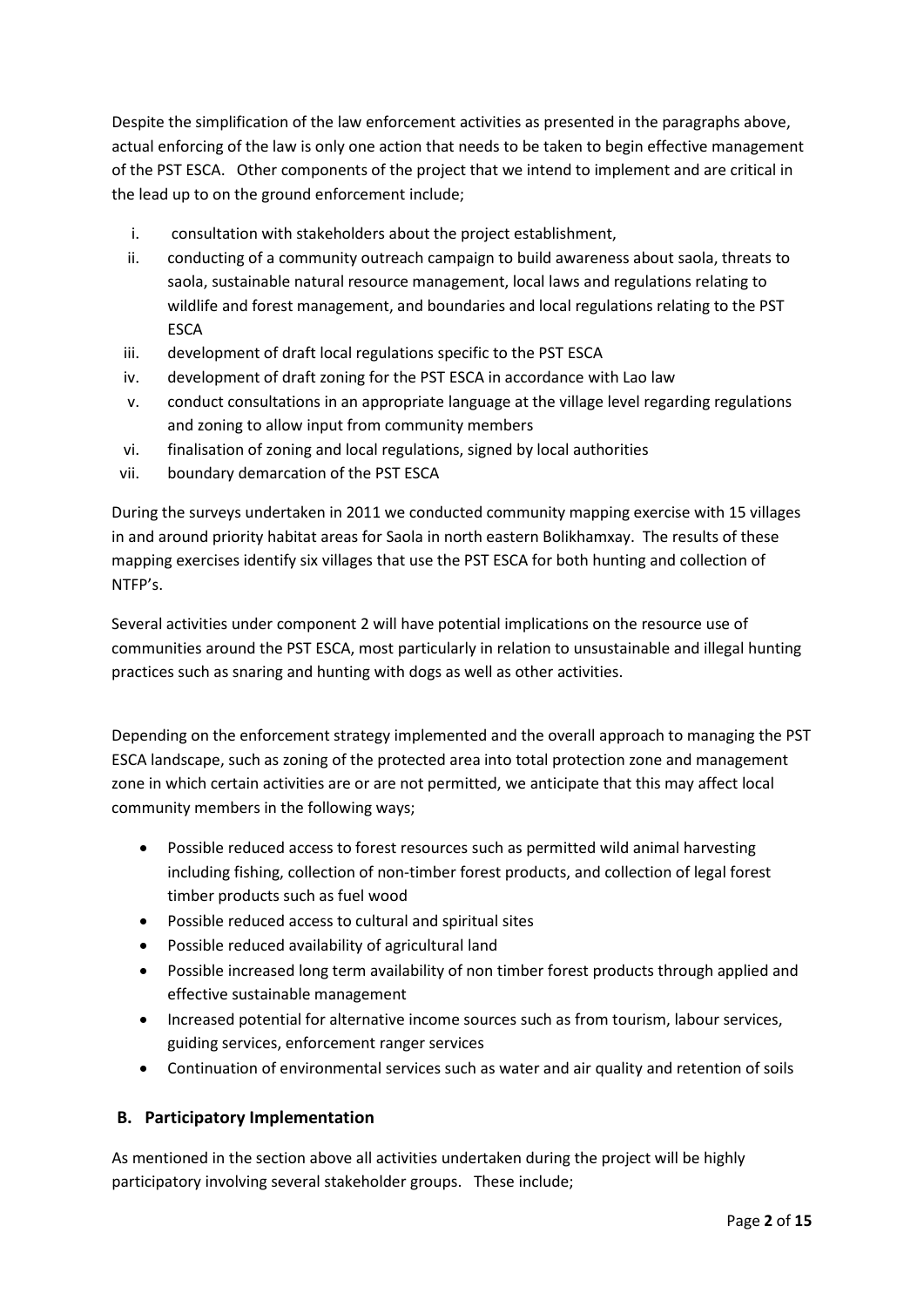Despite the simplification of the law enforcement activities as presented in the paragraphs above, actual enforcing of the law is only one action that needs to be taken to begin effective management of the PST ESCA. Other components of the project that we intend to implement and are critical in the lead up to on the ground enforcement include;

i. consultation with stakeholders about the project establishment,
ii. conducting of a community outreach campaign to build awareness about saola, threats to saola, sustainable natural resource management, local laws and regulations relating to wildlife and forest management, and boundaries and local regulations relating to the PST ESCA
iii. development of draft local regulations specific to the PST ESCA
iv. development of draft zoning for the PST ESCA in accordance with Lao law
v. conduct consultations in an appropriate language at the village level regarding regulations and zoning to allow input from community members
vi. finalisation of zoning and local regulations, signed by local authorities
vii. boundary demarcation of the PST ESCA

During the surveys undertaken in 2011 we conducted community mapping exercise with 15 villages in and around priority habitat areas for Saola in north eastern Bolikhamxay. The results of these mapping exercises identify six villages that use the PST ESCA for both hunting and collection of NTFP's.

Several activities under component 2 will have potential implications on the resource use of communities around the PST ESCA, most particularly in relation to unsustainable and illegal hunting practices such as snaring and hunting with dogs as well as other activities.

Depending on the enforcement strategy implemented and the overall approach to managing the PST ESCA landscape, such as zoning of the protected area into total protection zone and management zone in which certain activities are or are not permitted, we anticipate that this may affect local community members in the following ways;

- Possible reduced access to forest resources such as permitted wild animal harvesting including fishing, collection of non-timber forest products, and collection of legal forest timber products such as fuel wood
- Possible reduced access to cultural and spiritual sites
- Possible reduced availability of agricultural land
- Possible increased long term availability of non timber forest products through applied and effective sustainable management
- Increased potential for alternative income sources such as from tourism, labour services, guiding services, enforcement ranger services
- Continuation of environmental services such as water and air quality and retention of soils

## B. Participatory Implementation

As mentioned in the section above all activities undertaken during the project will be highly participatory involving several stakeholder groups. These include;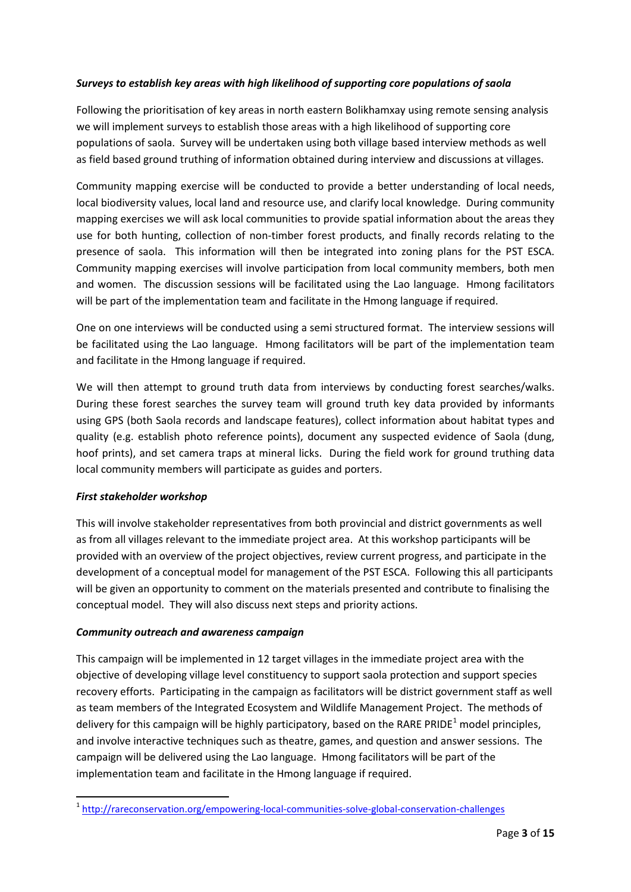***Surveys to establish key areas with high likelihood of supporting core populations of saola***

Following the prioritisation of key areas in north eastern Bolikhamxay using remote sensing analysis we will implement surveys to establish those areas with a high likelihood of supporting core populations of saola. Survey will be undertaken using both village based interview methods as well as field based ground truthing of information obtained during interview and discussions at villages.

Community mapping exercise will be conducted to provide a better understanding of local needs, local biodiversity values, local land and resource use, and clarify local knowledge. During community mapping exercises we will ask local communities to provide spatial information about the areas they use for both hunting, collection of non-timber forest products, and finally records relating to the presence of saola. This information will then be integrated into zoning plans for the PST ESCA. Community mapping exercises will involve participation from local community members, both men and women. The discussion sessions will be facilitated using the Lao language. Hmong facilitators will be part of the implementation team and facilitate in the Hmong language if required.

One on one interviews will be conducted using a semi structured format. The interview sessions will be facilitated using the Lao language. Hmong facilitators will be part of the implementation team and facilitate in the Hmong language if required.

We will then attempt to ground truth data from interviews by conducting forest searches/walks. During these forest searches the survey team will ground truth key data provided by informants using GPS (both Saola records and landscape features), collect information about habitat types and quality (e.g. establish photo reference points), document any suspected evidence of Saola (dung, hoof prints), and set camera traps at mineral licks. During the field work for ground truthing data local community members will participate as guides and porters.

***First stakeholder workshop***

This will involve stakeholder representatives from both provincial and district governments as well as from all villages relevant to the immediate project area. At this workshop participants will be provided with an overview of the project objectives, review current progress, and participate in the development of a conceptual model for management of the PST ESCA. Following this all participants will be given an opportunity to comment on the materials presented and contribute to finalising the conceptual model. They will also discuss next steps and priority actions.

***Community outreach and awareness campaign***

This campaign will be implemented in 12 target villages in the immediate project area with the objective of developing village level constituency to support saola protection and support species recovery efforts. Participating in the campaign as facilitators will be district government staff as well as team members of the Integrated Ecosystem and Wildlife Management Project. The methods of delivery for this campaign will be highly participatory, based on the RARE PRIDE[1] model principles, and involve interactive techniques such as theatre, games, and question and answer sessions. The campaign will be delivered using the Lao language. Hmong facilitators will be part of the implementation team and facilitate in the Hmong language if required.

---

[1] http://rareconservation.org/empowering-local-communities-solve-global-conservation-challenges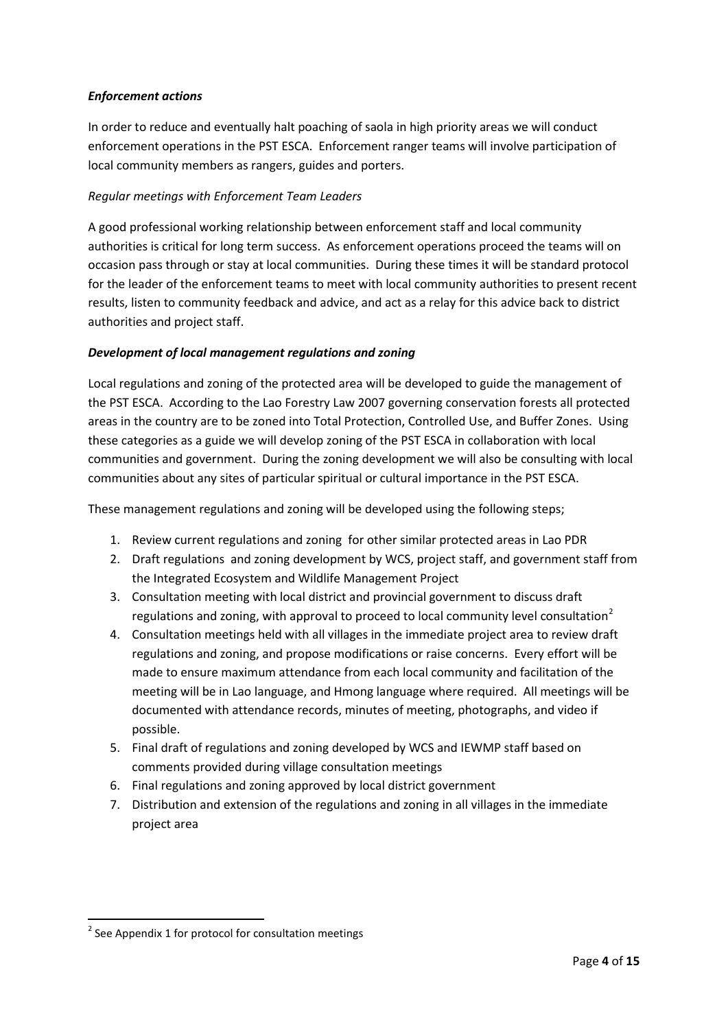***Enforcement actions***

In order to reduce and eventually halt poaching of saola in high priority areas we will conduct enforcement operations in the PST ESCA. Enforcement ranger teams will involve participation of local community members as rangers, guides and porters.

*Regular meetings with Enforcement Team Leaders*

A good professional working relationship between enforcement staff and local community authorities is critical for long term success. As enforcement operations proceed the teams will on occasion pass through or stay at local communities. During these times it will be standard protocol for the leader of the enforcement teams to meet with local community authorities to present recent results, listen to community feedback and advice, and act as a relay for this advice back to district authorities and project staff.

***Development of local management regulations and zoning***

Local regulations and zoning of the protected area will be developed to guide the management of the PST ESCA. According to the Lao Forestry Law 2007 governing conservation forests all protected areas in the country are to be zoned into Total Protection, Controlled Use, and Buffer Zones. Using these categories as a guide we will develop zoning of the PST ESCA in collaboration with local communities and government. During the zoning development we will also be consulting with local communities about any sites of particular spiritual or cultural importance in the PST ESCA.

These management regulations and zoning will be developed using the following steps;

1. Review current regulations and zoning for other similar protected areas in Lao PDR
2. Draft regulations and zoning development by WCS, project staff, and government staff from the Integrated Ecosystem and Wildlife Management Project
3. Consultation meeting with local district and provincial government to discuss draft regulations and zoning, with approval to proceed to local community level consultation[2]
4. Consultation meetings held with all villages in the immediate project area to review draft regulations and zoning, and propose modifications or raise concerns. Every effort will be made to ensure maximum attendance from each local community and facilitation of the meeting will be in Lao language, and Hmong language where required. All meetings will be documented with attendance records, minutes of meeting, photographs, and video if possible.
5. Final draft of regulations and zoning developed by WCS and IEWMP staff based on comments provided during village consultation meetings
6. Final regulations and zoning approved by local district government
7. Distribution and extension of the regulations and zoning in all villages in the immediate project area

[2] See Appendix 1 for protocol for consultation meetings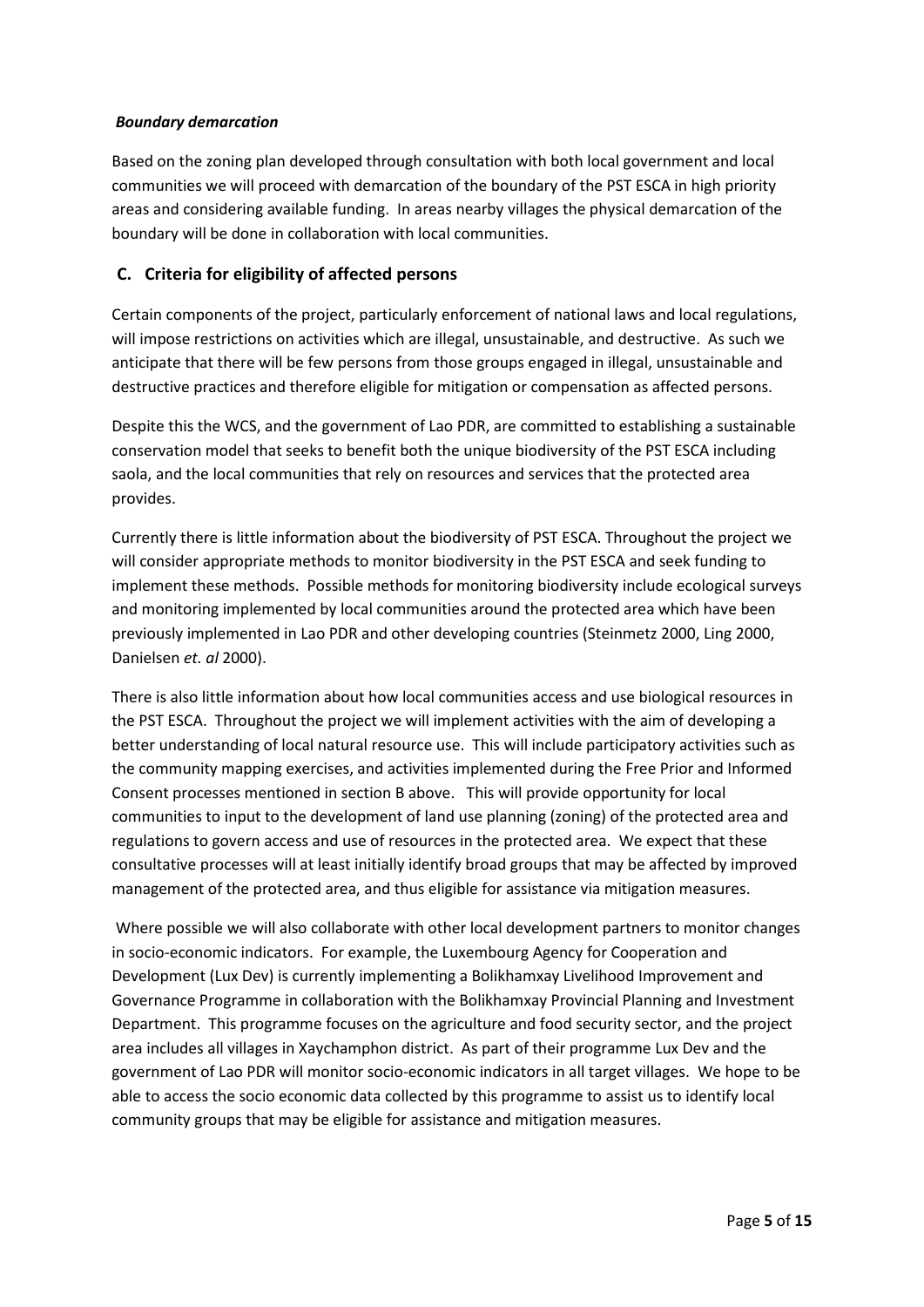***Boundary demarcation***

Based on the zoning plan developed through consultation with both local government and local communities we will proceed with demarcation of the boundary of the PST ESCA in high priority areas and considering available funding. In areas nearby villages the physical demarcation of the boundary will be done in collaboration with local communities.

## C. Criteria for eligibility of affected persons

Certain components of the project, particularly enforcement of national laws and local regulations, will impose restrictions on activities which are illegal, unsustainable, and destructive. As such we anticipate that there will be few persons from those groups engaged in illegal, unsustainable and destructive practices and therefore eligible for mitigation or compensation as affected persons.

Despite this the WCS, and the government of Lao PDR, are committed to establishing a sustainable conservation model that seeks to benefit both the unique biodiversity of the PST ESCA including saola, and the local communities that rely on resources and services that the protected area provides.

Currently there is little information about the biodiversity of PST ESCA. Throughout the project we will consider appropriate methods to monitor biodiversity in the PST ESCA and seek funding to implement these methods. Possible methods for monitoring biodiversity include ecological surveys and monitoring implemented by local communities around the protected area which have been previously implemented in Lao PDR and other developing countries (Steinmetz 2000, Ling 2000, Danielsen *et. al* 2000).

There is also little information about how local communities access and use biological resources in the PST ESCA. Throughout the project we will implement activities with the aim of developing a better understanding of local natural resource use. This will include participatory activities such as the community mapping exercises, and activities implemented during the Free Prior and Informed Consent processes mentioned in section B above. This will provide opportunity for local communities to input to the development of land use planning (zoning) of the protected area and regulations to govern access and use of resources in the protected area. We expect that these consultative processes will at least initially identify broad groups that may be affected by improved management of the protected area, and thus eligible for assistance via mitigation measures.

Where possible we will also collaborate with other local development partners to monitor changes in socio-economic indicators. For example, the Luxembourg Agency for Cooperation and Development (Lux Dev) is currently implementing a Bolikhamxay Livelihood Improvement and Governance Programme in collaboration with the Bolikhamxay Provincial Planning and Investment Department. This programme focuses on the agriculture and food security sector, and the project area includes all villages in Xaychamphon district. As part of their programme Lux Dev and the government of Lao PDR will monitor socio-economic indicators in all target villages. We hope to be able to access the socio economic data collected by this programme to assist us to identify local community groups that may be eligible for assistance and mitigation measures.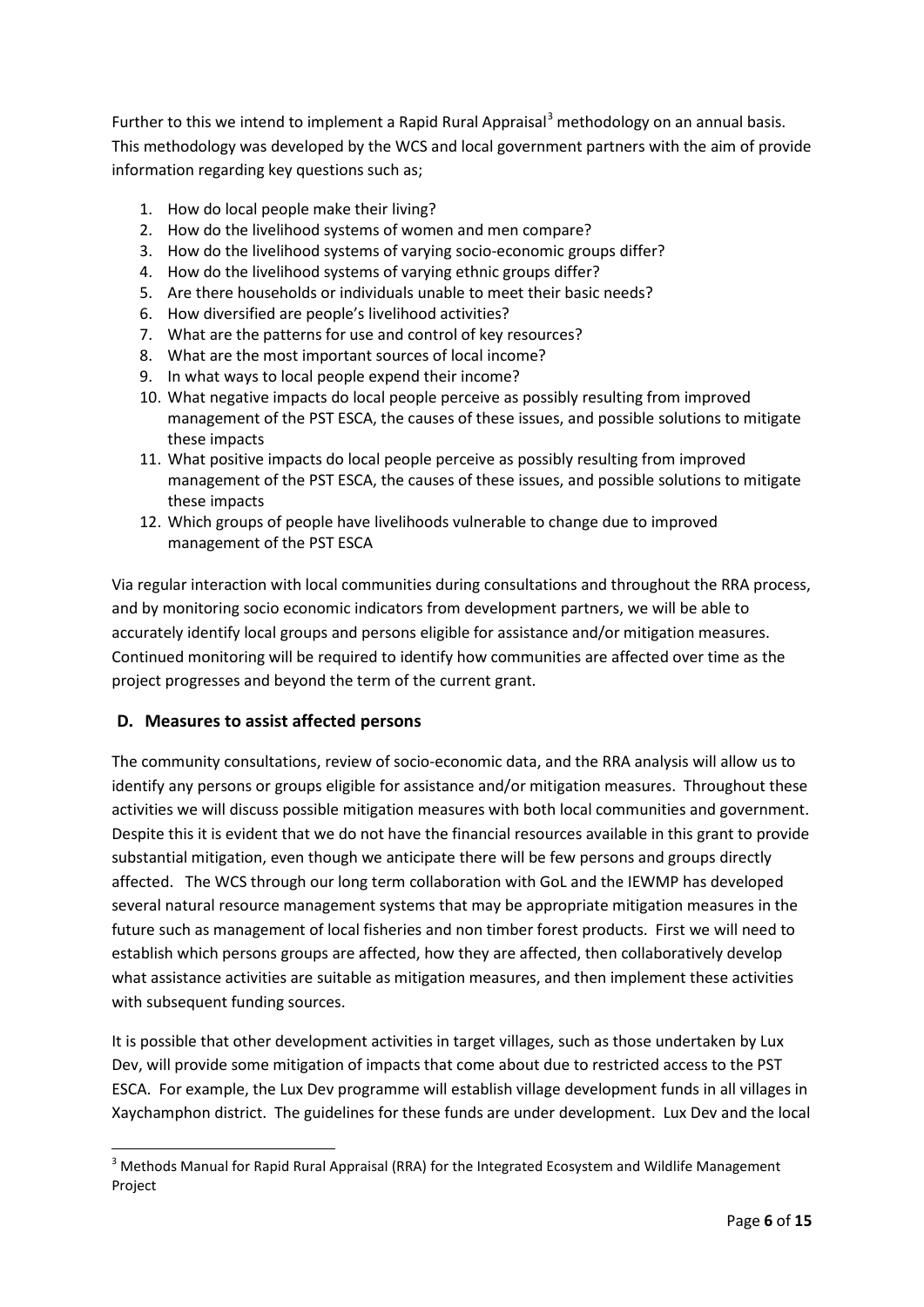Further to this we intend to implement a Rapid Rural Appraisal[3] methodology on an annual basis. This methodology was developed by the WCS and local government partners with the aim of provide information regarding key questions such as;

1. How do local people make their living?
2. How do the livelihood systems of women and men compare?
3. How do the livelihood systems of varying socio-economic groups differ?
4. How do the livelihood systems of varying ethnic groups differ?
5. Are there households or individuals unable to meet their basic needs?
6. How diversified are people's livelihood activities?
7. What are the patterns for use and control of key resources?
8. What are the most important sources of local income?
9. In what ways to local people expend their income?
10. What negative impacts do local people perceive as possibly resulting from improved management of the PST ESCA, the causes of these issues, and possible solutions to mitigate these impacts
11. What positive impacts do local people perceive as possibly resulting from improved management of the PST ESCA, the causes of these issues, and possible solutions to mitigate these impacts
12. Which groups of people have livelihoods vulnerable to change due to improved management of the PST ESCA

Via regular interaction with local communities during consultations and throughout the RRA process, and by monitoring socio economic indicators from development partners, we will be able to accurately identify local groups and persons eligible for assistance and/or mitigation measures. Continued monitoring will be required to identify how communities are affected over time as the project progresses and beyond the term of the current grant.

## D. Measures to assist affected persons

The community consultations, review of socio-economic data, and the RRA analysis will allow us to identify any persons or groups eligible for assistance and/or mitigation measures. Throughout these activities we will discuss possible mitigation measures with both local communities and government. Despite this it is evident that we do not have the financial resources available in this grant to provide substantial mitigation, even though we anticipate there will be few persons and groups directly affected. The WCS through our long term collaboration with GoL and the IEWMP has developed several natural resource management systems that may be appropriate mitigation measures in the future such as management of local fisheries and non timber forest products. First we will need to establish which persons groups are affected, how they are affected, then collaboratively develop what assistance activities are suitable as mitigation measures, and then implement these activities with subsequent funding sources.

It is possible that other development activities in target villages, such as those undertaken by Lux Dev, will provide some mitigation of impacts that come about due to restricted access to the PST ESCA. For example, the Lux Dev programme will establish village development funds in all villages in Xaychamphon district. The guidelines for these funds are under development. Lux Dev and the local

---

[3] Methods Manual for Rapid Rural Appraisal (RRA) for the Integrated Ecosystem and Wildlife Management Project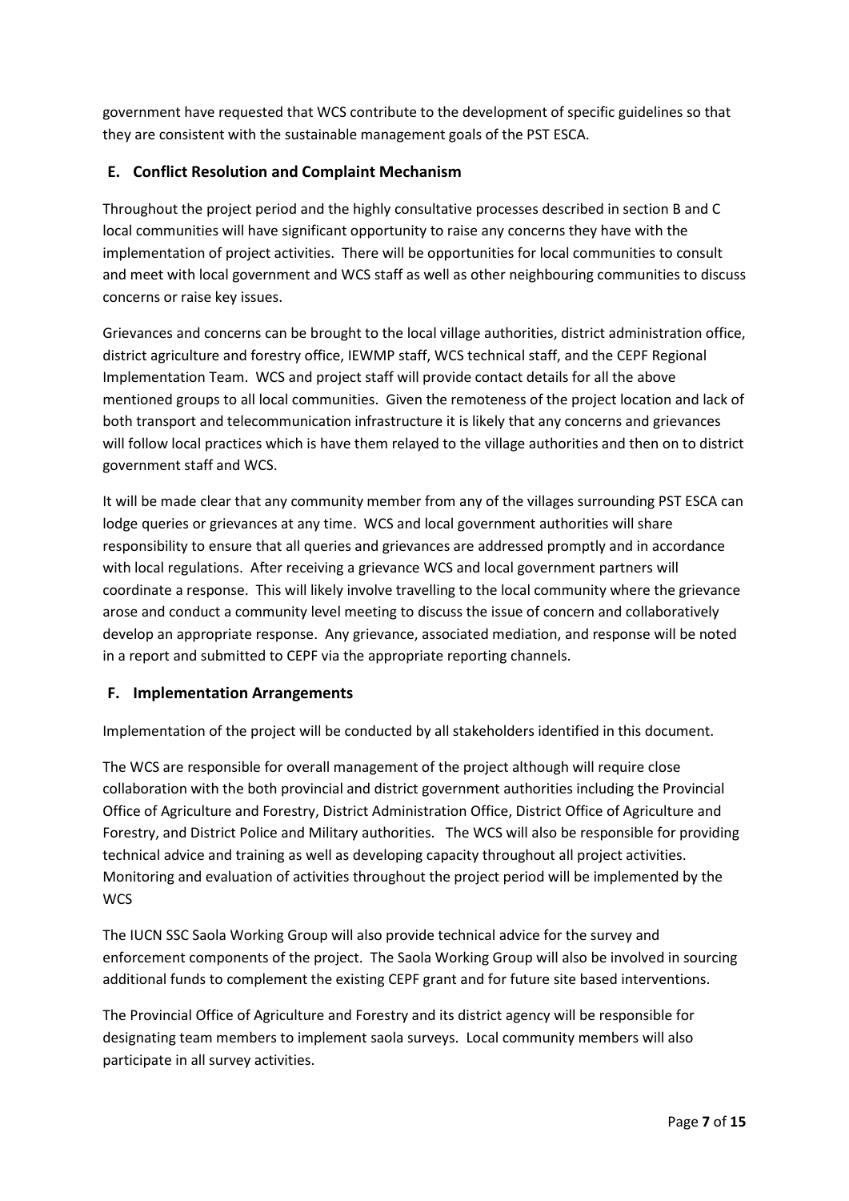government have requested that WCS contribute to the development of specific guidelines so that they are consistent with the sustainable management goals of the PST ESCA.

## E. Conflict Resolution and Complaint Mechanism

Throughout the project period and the highly consultative processes described in section B and C local communities will have significant opportunity to raise any concerns they have with the implementation of project activities. There will be opportunities for local communities to consult and meet with local government and WCS staff as well as other neighbouring communities to discuss concerns or raise key issues.

Grievances and concerns can be brought to the local village authorities, district administration office, district agriculture and forestry office, IEWMP staff, WCS technical staff, and the CEPF Regional Implementation Team. WCS and project staff will provide contact details for all the above mentioned groups to all local communities. Given the remoteness of the project location and lack of both transport and telecommunication infrastructure it is likely that any concerns and grievances will follow local practices which is have them relayed to the village authorities and then on to district government staff and WCS.

It will be made clear that any community member from any of the villages surrounding PST ESCA can lodge queries or grievances at any time. WCS and local government authorities will share responsibility to ensure that all queries and grievances are addressed promptly and in accordance with local regulations. After receiving a grievance WCS and local government partners will coordinate a response. This will likely involve travelling to the local community where the grievance arose and conduct a community level meeting to discuss the issue of concern and collaboratively develop an appropriate response. Any grievance, associated mediation, and response will be noted in a report and submitted to CEPF via the appropriate reporting channels.

## F. Implementation Arrangements

Implementation of the project will be conducted by all stakeholders identified in this document.

The WCS are responsible for overall management of the project although will require close collaboration with the both provincial and district government authorities including the Provincial Office of Agriculture and Forestry, District Administration Office, District Office of Agriculture and Forestry, and District Police and Military authorities. The WCS will also be responsible for providing technical advice and training as well as developing capacity throughout all project activities. Monitoring and evaluation of activities throughout the project period will be implemented by the WCS

The IUCN SSC Saola Working Group will also provide technical advice for the survey and enforcement components of the project. The Saola Working Group will also be involved in sourcing additional funds to complement the existing CEPF grant and for future site based interventions.

The Provincial Office of Agriculture and Forestry and its district agency will be responsible for designating team members to implement saola surveys. Local community members will also participate in all survey activities.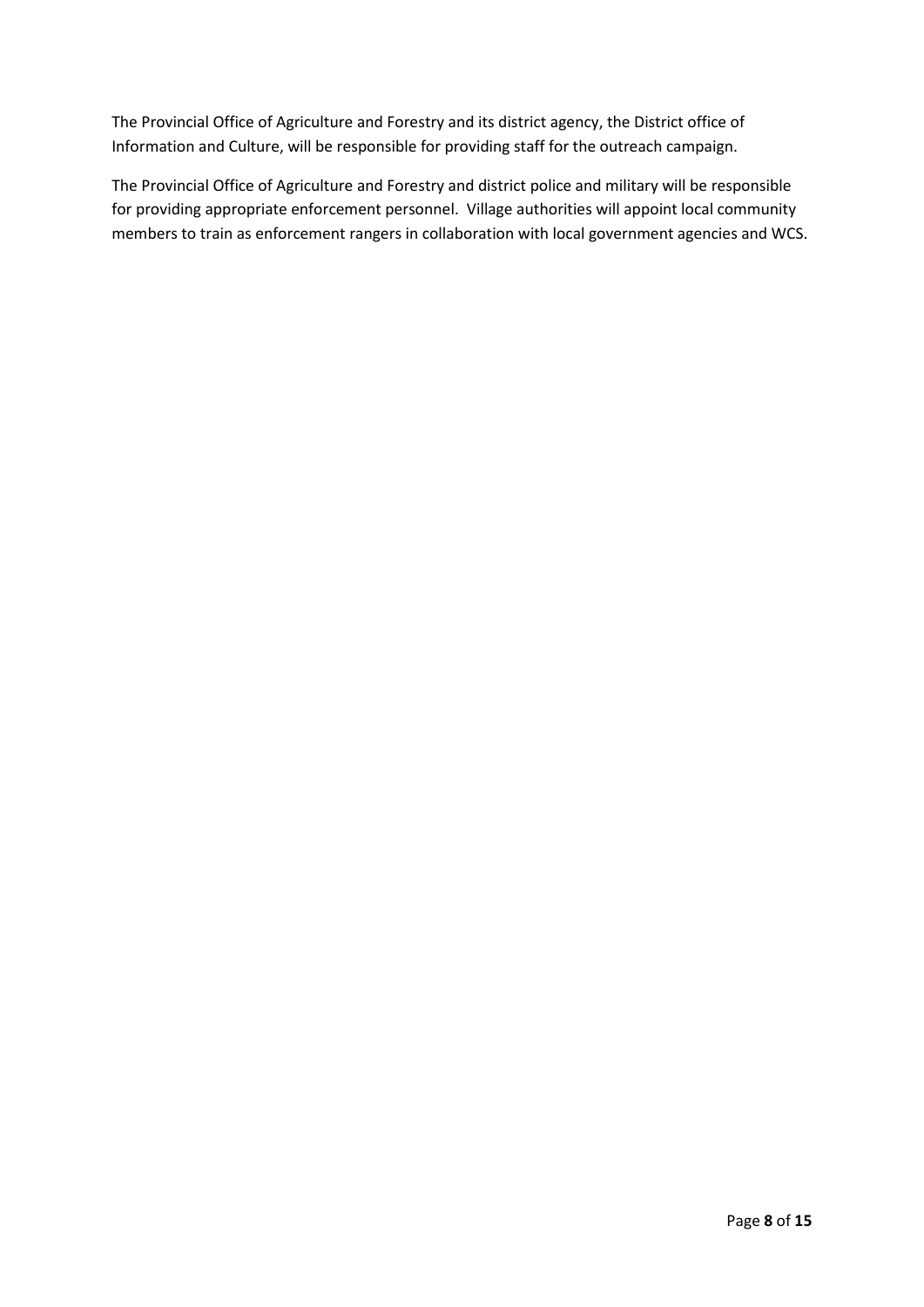The Provincial Office of Agriculture and Forestry and its district agency, the District office of Information and Culture, will be responsible for providing staff for the outreach campaign.

The Provincial Office of Agriculture and Forestry and district police and military will be responsible for providing appropriate enforcement personnel. Village authorities will appoint local community members to train as enforcement rangers in collaboration with local government agencies and WCS.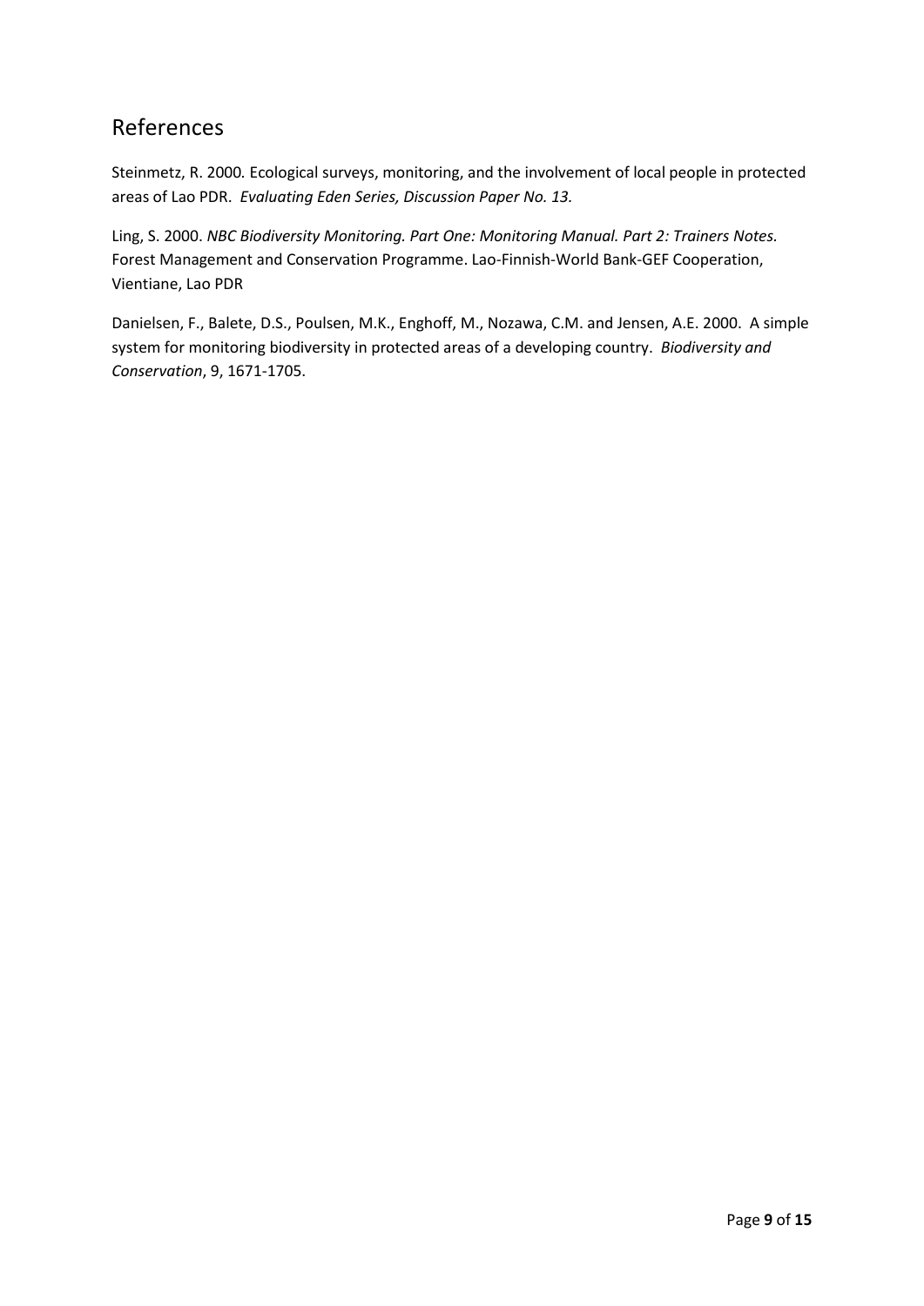## References

Steinmetz, R. 2000. Ecological surveys, monitoring, and the involvement of local people in protected areas of Lao PDR. *Evaluating Eden Series, Discussion Paper No. 13.*

Ling, S. 2000. *NBC Biodiversity Monitoring. Part One: Monitoring Manual. Part 2: Trainers Notes.* Forest Management and Conservation Programme. Lao-Finnish-World Bank-GEF Cooperation, Vientiane, Lao PDR

Danielsen, F., Balete, D.S., Poulsen, M.K., Enghoff, M., Nozawa, C.M. and Jensen, A.E. 2000. A simple system for monitoring biodiversity in protected areas of a developing country. *Biodiversity and Conservation*, 9, 1671-1705.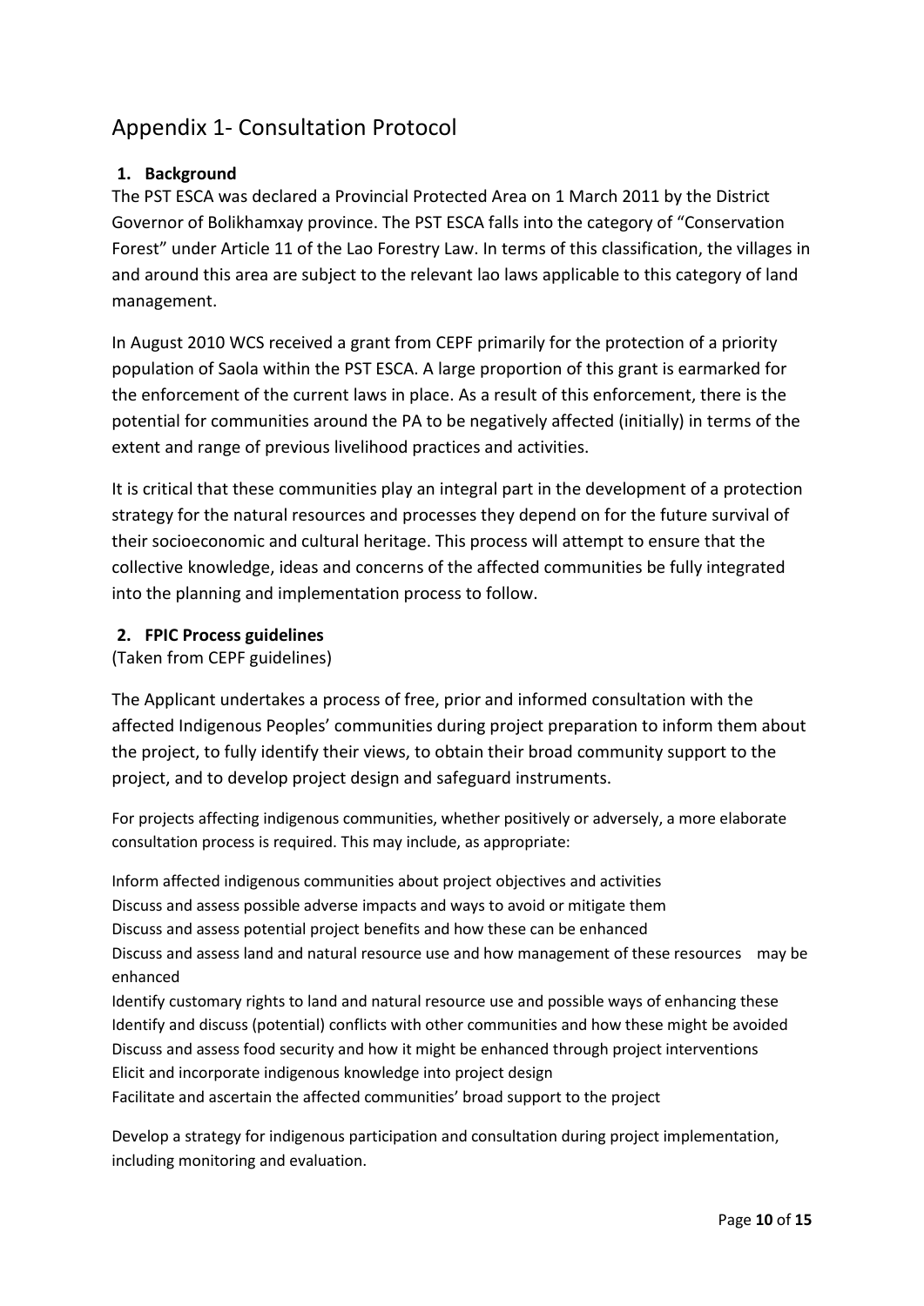# Appendix 1- Consultation Protocol

## 1. Background

The PST ESCA was declared a Provincial Protected Area on 1 March 2011 by the District Governor of Bolikhamxay province. The PST ESCA falls into the category of "Conservation Forest" under Article 11 of the Lao Forestry Law. In terms of this classification, the villages in and around this area are subject to the relevant lao laws applicable to this category of land management.

In August 2010 WCS received a grant from CEPF primarily for the protection of a priority population of Saola within the PST ESCA. A large proportion of this grant is earmarked for the enforcement of the current laws in place. As a result of this enforcement, there is the potential for communities around the PA to be negatively affected (initially) in terms of the extent and range of previous livelihood practices and activities.

It is critical that these communities play an integral part in the development of a protection strategy for the natural resources and processes they depend on for the future survival of their socioeconomic and cultural heritage. This process will attempt to ensure that the collective knowledge, ideas and concerns of the affected communities be fully integrated into the planning and implementation process to follow.

## 2. FPIC Process guidelines

(Taken from CEPF guidelines)

The Applicant undertakes a process of free, prior and informed consultation with the affected Indigenous Peoples' communities during project preparation to inform them about the project, to fully identify their views, to obtain their broad community support to the project, and to develop project design and safeguard instruments.

For projects affecting indigenous communities, whether positively or adversely, a more elaborate consultation process is required. This may include, as appropriate:

Inform affected indigenous communities about project objectives and activities
Discuss and assess possible adverse impacts and ways to avoid or mitigate them
Discuss and assess potential project benefits and how these can be enhanced
Discuss and assess land and natural resource use and how management of these resources may be enhanced
Identify customary rights to land and natural resource use and possible ways of enhancing these
Identify and discuss (potential) conflicts with other communities and how these might be avoided
Discuss and assess food security and how it might be enhanced through project interventions
Elicit and incorporate indigenous knowledge into project design
Facilitate and ascertain the affected communities' broad support to the project

Develop a strategy for indigenous participation and consultation during project implementation, including monitoring and evaluation.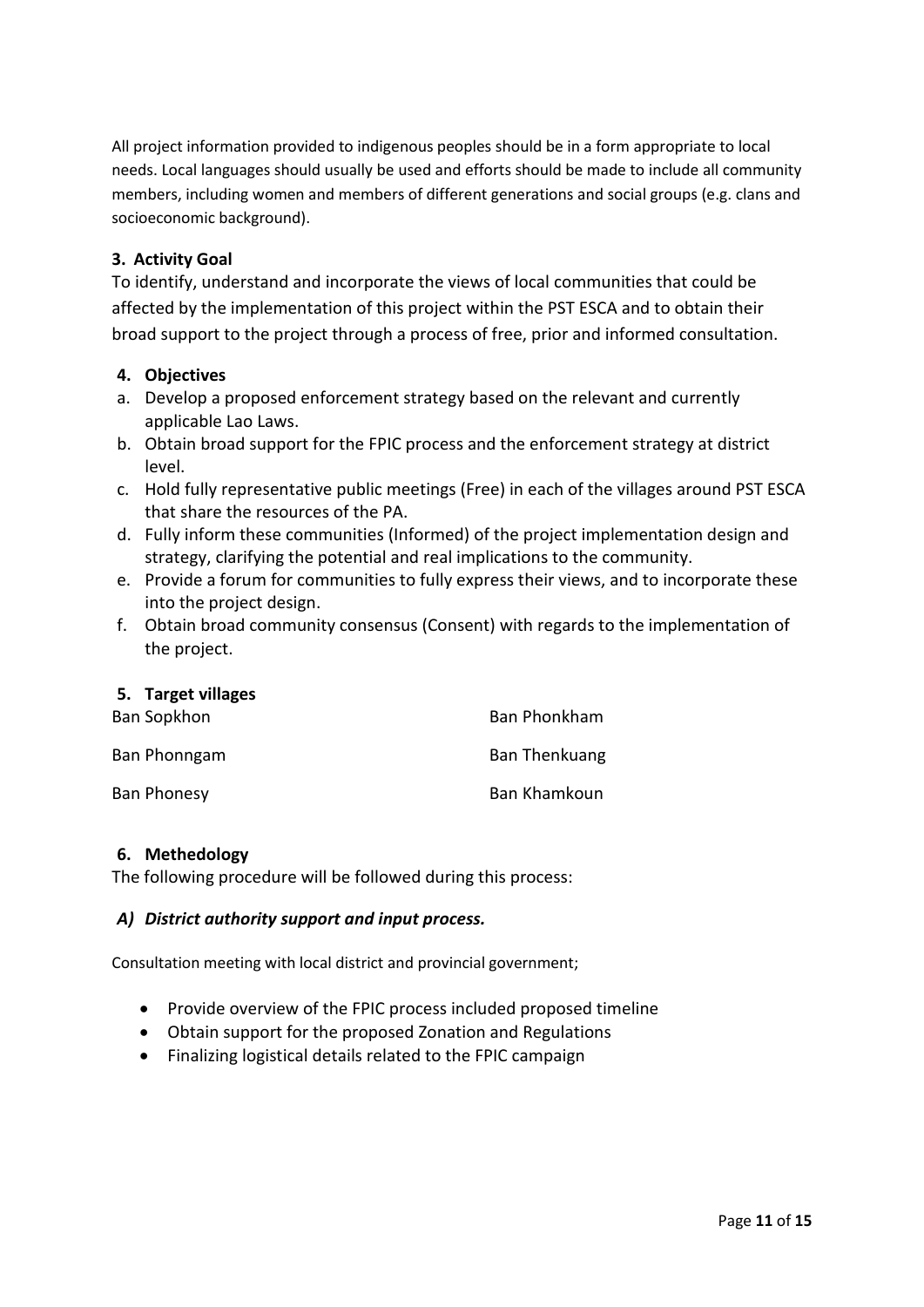All project information provided to indigenous peoples should be in a form appropriate to local needs. Local languages should usually be used and efforts should be made to include all community members, including women and members of different generations and social groups (e.g. clans and socioeconomic background).

## 3. Activity Goal

To identify, understand and incorporate the views of local communities that could be affected by the implementation of this project within the PST ESCA and to obtain their broad support to the project through a process of free, prior and informed consultation.

## 4. Objectives

a. Develop a proposed enforcement strategy based on the relevant and currently applicable Lao Laws.
b. Obtain broad support for the FPIC process and the enforcement strategy at district level.
c. Hold fully representative public meetings (Free) in each of the villages around PST ESCA that share the resources of the PA.
d. Fully inform these communities (Informed) of the project implementation design and strategy, clarifying the potential and real implications to the community.
e. Provide a forum for communities to fully express their views, and to incorporate these into the project design.
f. Obtain broad community consensus (Consent) with regards to the implementation of the project.

## 5. Target villages

- Ban Sopkhon
- Ban Phonngam
- Ban Phonesy
- Ban Phonkham
- Ban Thenkuang
- Ban Khamkoun

## 6. Methedology

The following procedure will be followed during this process:

### *A) District authority support and input process.*

Consultation meeting with local district and provincial government;

- Provide overview of the FPIC process included proposed timeline
- Obtain support for the proposed Zonation and Regulations
- Finalizing logistical details related to the FPIC campaign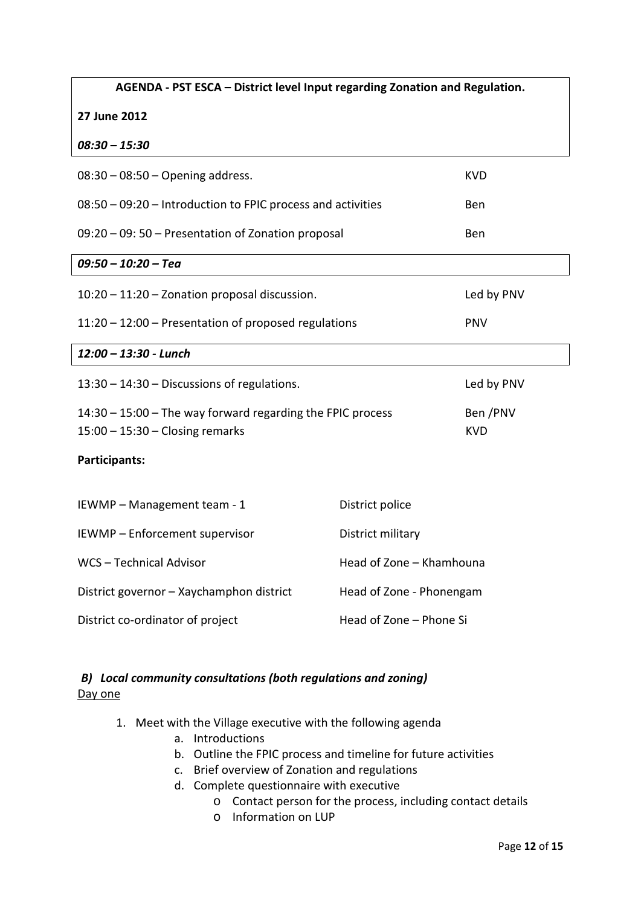**AGENDA - PST ESCA – District level Input regarding Zonation and Regulation.**

**27 June 2012**

***08:30 – 15:30***

| | |
|---|---|
| 08:30 – 08:50 – Opening address. | KVD |
| 08:50 – 09:20 – Introduction to FPIC process and activities | Ben |
| 09:20 – 09: 50 – Presentation of Zonation proposal | Ben |
| ***09:50 – 10:20 – Tea*** | |
| 10:20 – 11:20 – Zonation proposal discussion. | Led by PNV |
| 11:20 – 12:00 – Presentation of proposed regulations | PNV |
| ***12:00 – 13:30 - Lunch*** | |
| 13:30 – 14:30 – Discussions of regulations. | Led by PNV |
| 14:30 – 15:00 – The way forward regarding the FPIC process | Ben /PNV |
| 15:00 – 15:30 – Closing remarks | KVD |

**Participants:**

| | |
|---|---|
| IEWMP – Management team - 1 | District police |
| IEWMP – Enforcement supervisor | District military |
| WCS – Technical Advisor | Head of Zone – Khamhouna |
| District governor – Xaychamphon district | Head of Zone - Phonengam |
| District co-ordinator of project | Head of Zone – Phone Si |

### *B) Local community consultations (both regulations and zoning)*

Day one

1. Meet with the Village executive with the following agenda
    a. Introductions
    b. Outline the FPIC process and timeline for future activities
    c. Brief overview of Zonation and regulations
    d. Complete questionnaire with executive
        - Contact person for the process, including contact details
        - Information on LUP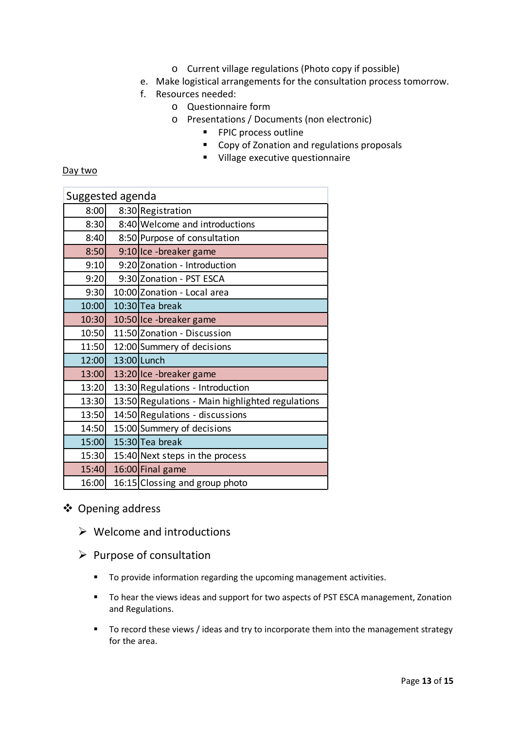- Current village regulations (Photo copy if possible)

e. Make logistical arrangements for the consultation process tomorrow.

f. Resources needed:
    - Questionnaire form
    - Presentations / Documents (non electronic)
        - FPIC process outline
        - Copy of Zonation and regulations proposals
        - Village executive questionnaire

Day two

| Suggested agenda | | |
|---|---|---|
| 8:00 | 8:30 | Registration |
| 8:30 | 8:40 | Welcome and introductions |
| 8:40 | 8:50 | Purpose of consultation |
| 8:50 | 9:10 | Ice -breaker game |
| 9:10 | 9:20 | Zonation - Introduction |
| 9:20 | 9:30 | Zonation - PST ESCA |
| 9:30 | 10:00 | Zonation - Local area |
| 10:00 | 10:30 | Tea break |
| 10:30 | 10:50 | Ice -breaker game |
| 10:50 | 11:50 | Zonation - Discussion |
| 11:50 | 12:00 | Summery of decisions |
| 12:00 | 13:00 | Lunch |
| 13:00 | 13:20 | Ice -breaker game |
| 13:20 | 13:30 | Regulations - Introduction |
| 13:30 | 13:50 | Regulations - Main highlighted regulations |
| 13:50 | 14:50 | Regulations - discussions |
| 14:50 | 15:00 | Summery of decisions |
| 15:00 | 15:30 | Tea break |
| 15:30 | 15:40 | Next steps in the process |
| 15:40 | 16:00 | Final game |
| 16:00 | 16:15 | Clossing and group photo |

- Opening address
    - Welcome and introductions
    - Purpose of consultation
        - To provide information regarding the upcoming management activities.
        - To hear the views ideas and support for two aspects of PST ESCA management, Zonation and Regulations.
        - To record these views / ideas and try to incorporate them into the management strategy for the area.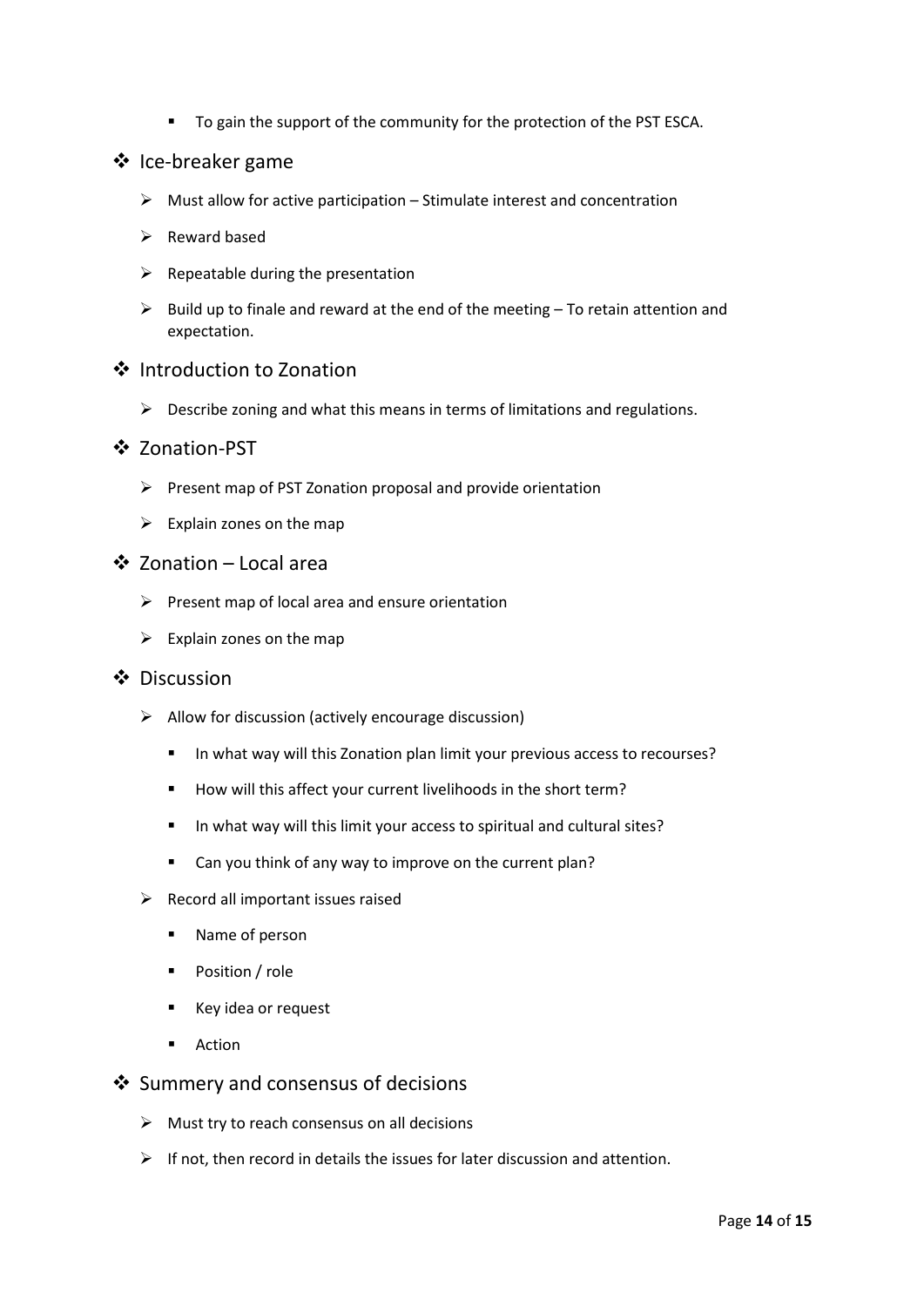- To gain the support of the community for the protection of the PST ESCA.

## Ice-breaker game

- Must allow for active participation – Stimulate interest and concentration
- Reward based
- Repeatable during the presentation
- Build up to finale and reward at the end of the meeting – To retain attention and expectation.

## Introduction to Zonation

- Describe zoning and what this means in terms of limitations and regulations.

## Zonation-PST

- Present map of PST Zonation proposal and provide orientation
- Explain zones on the map

## Zonation – Local area

- Present map of local area and ensure orientation
- Explain zones on the map

## Discussion

- Allow for discussion (actively encourage discussion)
  - In what way will this Zonation plan limit your previous access to recourses?
  - How will this affect your current livelihoods in the short term?
  - In what way will this limit your access to spiritual and cultural sites?
  - Can you think of any way to improve on the current plan?
- Record all important issues raised
  - Name of person
  - Position / role
  - Key idea or request
  - Action

## Summery and consensus of decisions

- Must try to reach consensus on all decisions
- If not, then record in details the issues for later discussion and attention.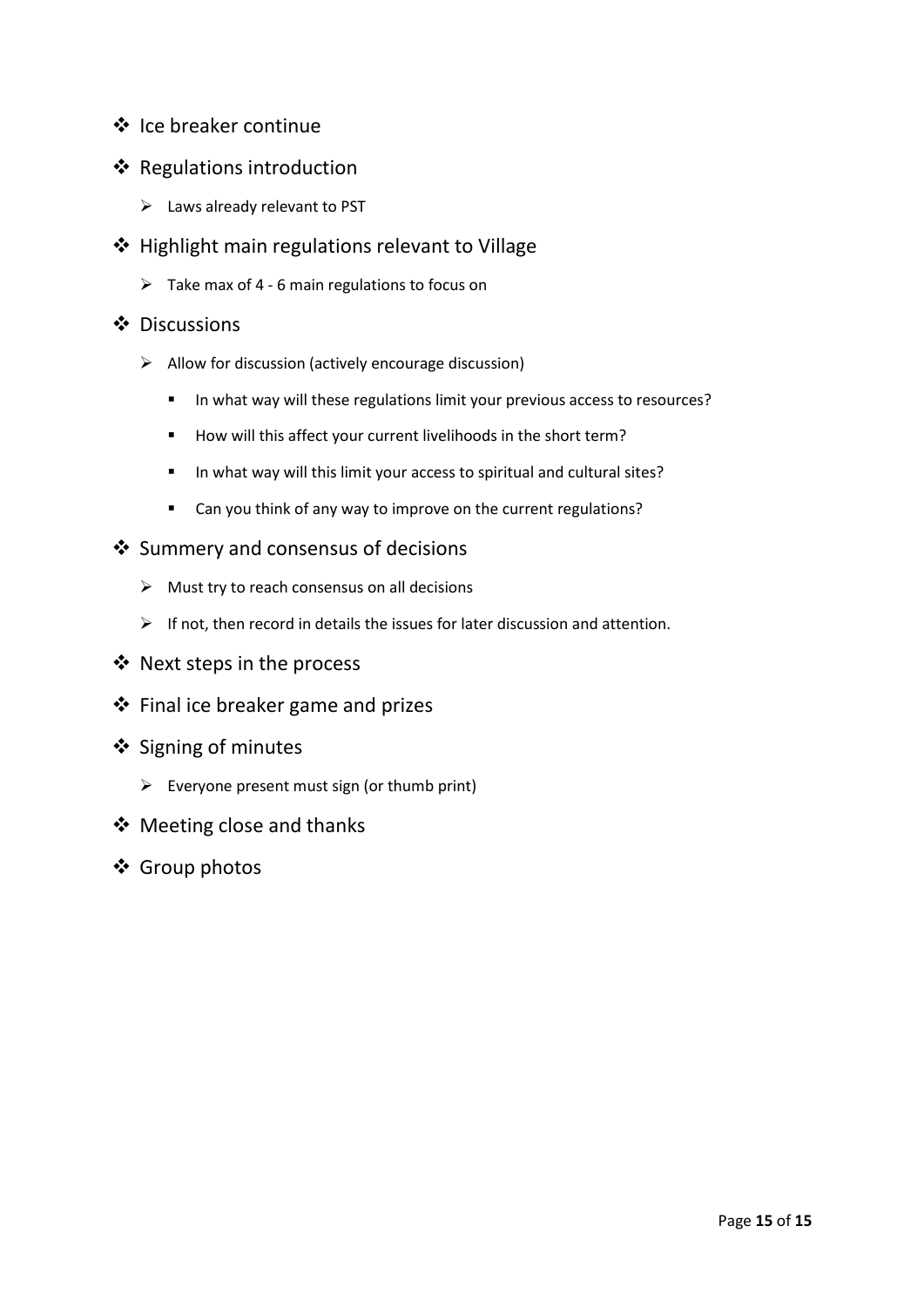- Ice breaker continue
- Regulations introduction
  - Laws already relevant to PST
- Highlight main regulations relevant to Village
  - Take max of 4 - 6 main regulations to focus on
- Discussions
  - Allow for discussion (actively encourage discussion)
    - In what way will these regulations limit your previous access to resources?
    - How will this affect your current livelihoods in the short term?
    - In what way will this limit your access to spiritual and cultural sites?
    - Can you think of any way to improve on the current regulations?
- Summery and consensus of decisions
  - Must try to reach consensus on all decisions
  - If not, then record in details the issues for later discussion and attention.
- Next steps in the process
- Final ice breaker game and prizes
- Signing of minutes
  - Everyone present must sign (or thumb print)
- Meeting close and thanks
- Group photos